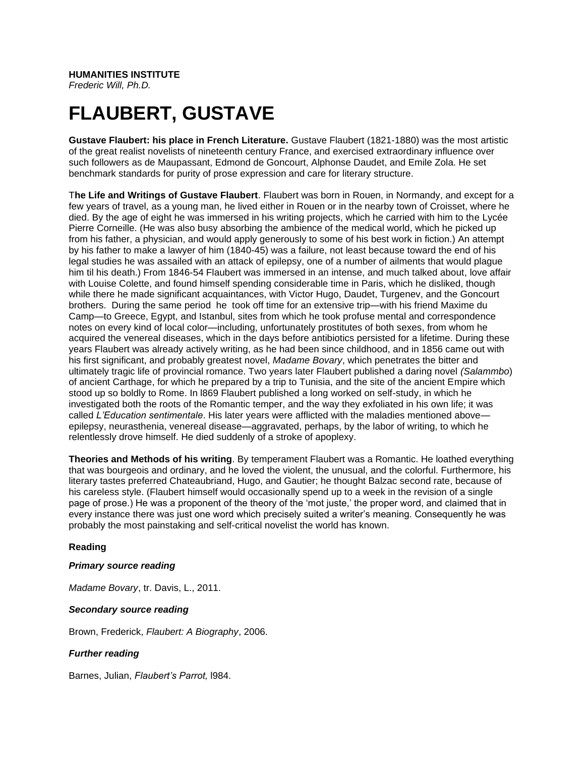**HUMANITIES INSTITUTE**
*Frederic Will, Ph.D.*

# FLAUBERT, GUSTAVE

**Gustave Flaubert: his place in French Literature.** Gustave Flaubert (1821-1880) was the most artistic of the great realist novelists of nineteenth century France, and exercised extraordinary influence over such followers as de Maupassant, Edmond de Goncourt, Alphonse Daudet, and Emile Zola. He set benchmark standards for purity of prose expression and care for literary structure.

T**he Life and Writings of Gustave Flaubert**. Flaubert was born in Rouen, in Normandy, and except for a few years of travel, as a young man, he lived either in Rouen or in the nearby town of Croisset, where he died. By the age of eight he was immersed in his writing projects, which he carried with him to the Lycée Pierre Corneille. (He was also busy absorbing the ambience of the medical world, which he picked up from his father, a physician, and would apply generously to some of his best work in fiction.) An attempt by his father to make a lawyer of him (1840-45) was a failure, not least because toward the end of his legal studies he was assailed with an attack of epilepsy, one of a number of ailments that would plague him til his death.) From 1846-54 Flaubert was immersed in an intense, and much talked about, love affair with Louise Colette, and found himself spending considerable time in Paris, which he disliked, though while there he made significant acquaintances, with Victor Hugo, Daudet, Turgenev, and the Goncourt brothers. During the same period he took off time for an extensive trip—with his friend Maxime du Camp—to Greece, Egypt, and Istanbul, sites from which he took profuse mental and correspondence notes on every kind of local color—including, unfortunately prostitutes of both sexes, from whom he acquired the venereal diseases, which in the days before antibiotics persisted for a lifetime. During these years Flaubert was already actively writing, as he had been since childhood, and in 1856 came out with his first significant, and probably greatest novel, *Madame Bovary*, which penetrates the bitter and ultimately tragic life of provincial romance. Two years later Flaubert published a daring novel *(Salammbo*) of ancient Carthage, for which he prepared by a trip to Tunisia, and the site of the ancient Empire which stood up so boldly to Rome. In l869 Flaubert published a long worked on self-study, in which he investigated both the roots of the Romantic temper, and the way they exfoliated in his own life; it was called *L'Education sentimentale*. His later years were afflicted with the maladies mentioned above—epilepsy, neurasthenia, venereal disease—aggravated, perhaps, by the labor of writing, to which he relentlessly drove himself. He died suddenly of a stroke of apoplexy.

**Theories and Methods of his writing**. By temperament Flaubert was a Romantic. He loathed everything that was bourgeois and ordinary, and he loved the violent, the unusual, and the colorful. Furthermore, his literary tastes preferred Chateaubriand, Hugo, and Gautier; he thought Balzac second rate, because of his careless style. (Flaubert himself would occasionally spend up to a week in the revision of a single page of prose.) He was a proponent of the theory of the 'mot juste,' the proper word, and claimed that in every instance there was just one word which precisely suited a writer's meaning. Consequently he was probably the most painstaking and self-critical novelist the world has known.

**Reading**

***Primary source reading***

*Madame Bovary*, tr. Davis, L., 2011.

***Secondary source reading***

Brown, Frederick, *Flaubert: A Biography*, 2006.

***Further reading***

Barnes, Julian, *Flaubert's Parrot,* l984.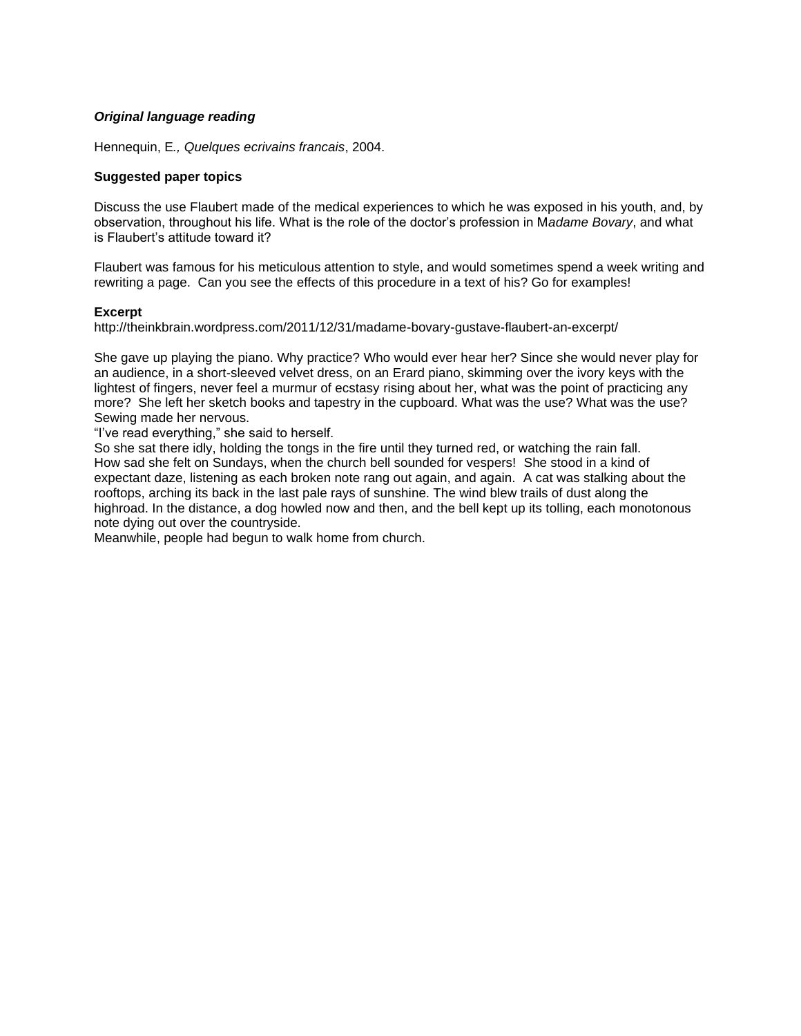***Original language reading***

Hennequin, E*., Quelques ecrivains francais*, 2004.

**Suggested paper topics**

Discuss the use Flaubert made of the medical experiences to which he was exposed in his youth, and, by observation, throughout his life. What is the role of the doctor's profession in M*adame Bovary*, and what is Flaubert's attitude toward it?

Flaubert was famous for his meticulous attention to style, and would sometimes spend a week writing and rewriting a page. Can you see the effects of this procedure in a text of his? Go for examples!

**Excerpt**
http://theinkbrain.wordpress.com/2011/12/31/madame-bovary-gustave-flaubert-an-excerpt/

She gave up playing the piano. Why practice? Who would ever hear her? Since she would never play for an audience, in a short-sleeved velvet dress, on an Erard piano, skimming over the ivory keys with the lightest of fingers, never feel a murmur of ecstasy rising about her, what was the point of practicing any more? She left her sketch books and tapestry in the cupboard. What was the use? What was the use? Sewing made her nervous.
"I've read everything," she said to herself.
So she sat there idly, holding the tongs in the fire until they turned red, or watching the rain fall.
How sad she felt on Sundays, when the church bell sounded for vespers! She stood in a kind of expectant daze, listening as each broken note rang out again, and again. A cat was stalking about the rooftops, arching its back in the last pale rays of sunshine. The wind blew trails of dust along the highroad. In the distance, a dog howled now and then, and the bell kept up its tolling, each monotonous note dying out over the countryside.
Meanwhile, people had begun to walk home from church.